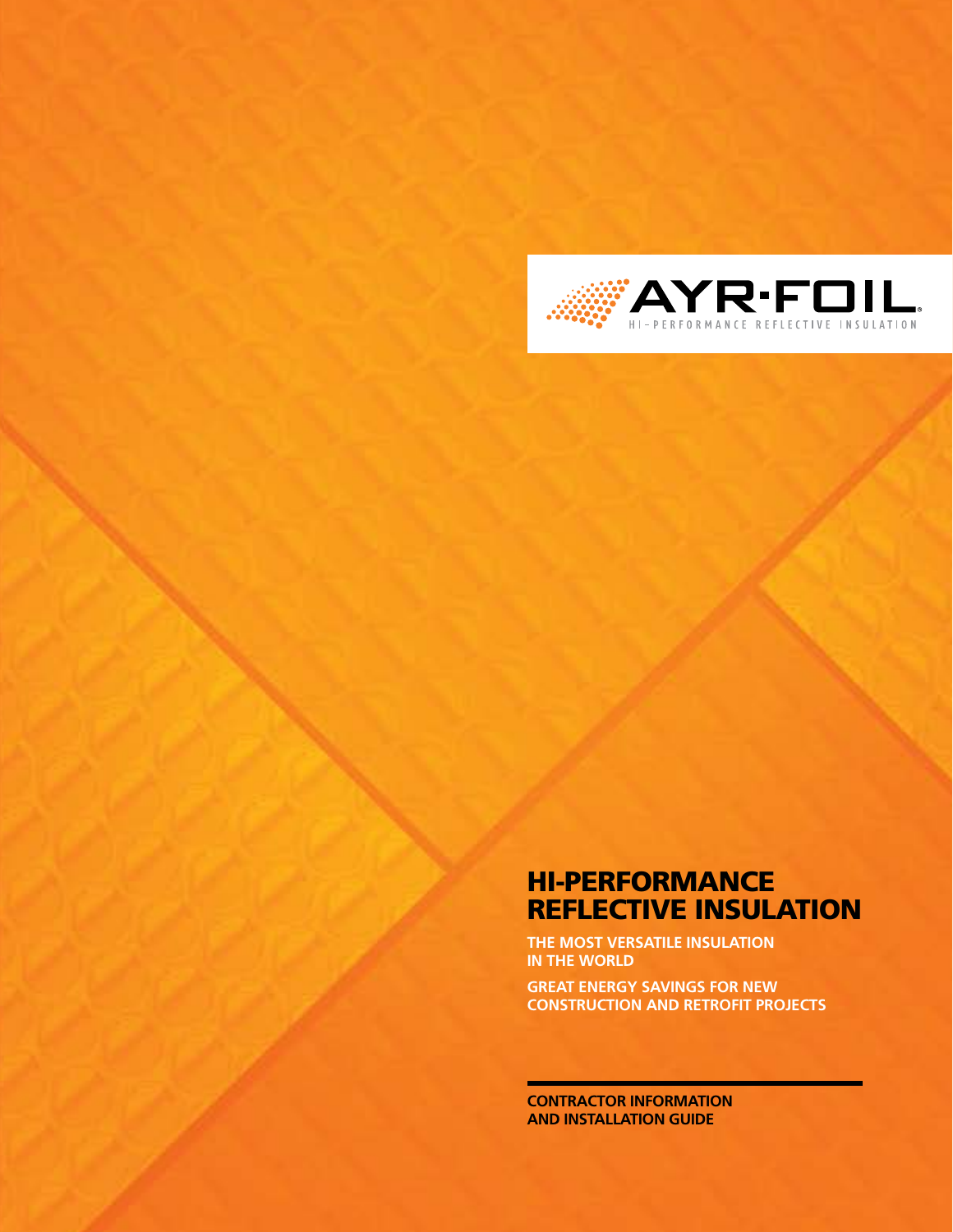# AYR-FOIL®

HI-PERFORMANCE REFLECTIVE INSULATION

## HI-PERFORMANCE REFLECTIVE INSULATION

**THE MOST VERSATILE INSULATION IN THE WORLD**

**GREAT ENERGY SAVINGS FOR NEW CONSTRUCTION AND RETROFIT PROJECTS**

---

**CONTRACTOR INFORMATION AND INSTALLATION GUIDE**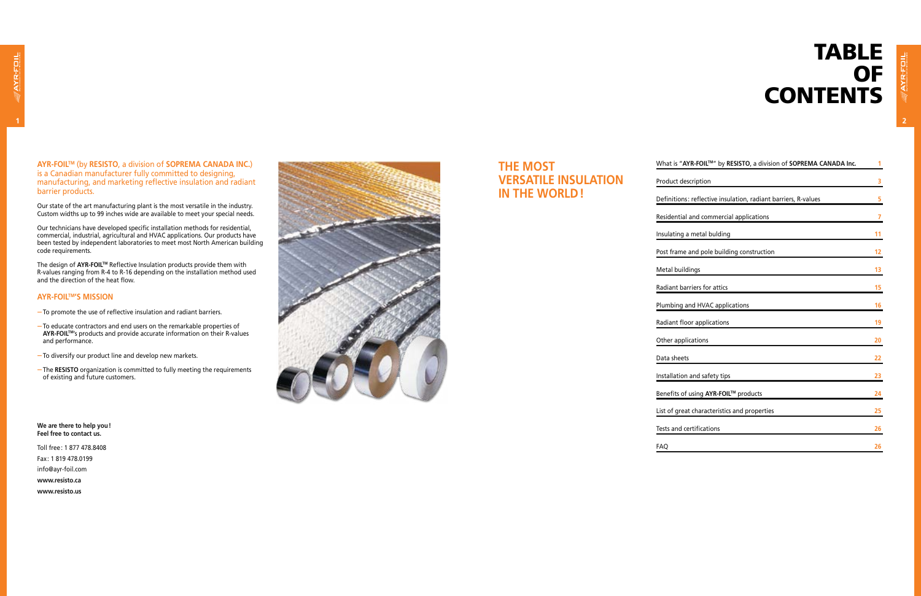**AYR-FOIL™ (by RESISTO, a division of SOPREMA CANADA INC.)** is a Canadian manufacturer fully committed to designing, manufacturing, and marketing reflective insulation and radiant barrier products.

Our state of the art manufacturing plant is the most versatile in the industry. Custom widths up to 99 inches wide are available to meet your special needs.

Our technicians have developed specific installation methods for residential, commercial, industrial, agricultural and HVAC applications. Our products have been tested by independent laboratories to meet most North American building code requirements.

The design of **AYR-FOIL™** Reflective Insulation products provide them with R-values ranging from R-4 to R-16 depending on the installation method used and the direction of the heat flow.

## AYR-FOIL™'S MISSION

- To promote the use of reflective insulation and radiant barriers.
- To educate contractors and end users on the remarkable properties of **AYR-FOIL™**'s products and provide accurate information on their R-values and performance.
- To diversify our product line and develop new markets.
- The **RESISTO** organization is committed to fully meeting the requirements of existing and future customers.

**We are there to help you! Feel free to contact us.**

Toll free: 1 877 478.8408

Fax: 1 819 478.0199

info@ayr-foil.com

**www.resisto.ca**

**www.resisto.us**

## THE MOST VERSATILE INSULATION IN THE WORLD!

# TABLE OF CONTENTS

| | |
|---|---|
| What is "**AYR-FOIL™**" by **RESISTO**, a division of **SOPREMA CANADA Inc.** | 1 |
| Product description | 3 |
| Definitions: reflective insulation, radiant barriers, R-values | 5 |
| Residential and commercial applications | 7 |
| Insulating a metal bulding | 11 |
| Post frame and pole building construction | 12 |
| Metal buildings | 13 |
| Radiant barriers for attics | 15 |
| Plumbing and HVAC applications | 16 |
| Radiant floor applications | 19 |
| Other applications | 20 |
| Data sheets | 22 |
| Installation and safety tips | 23 |
| Benefits of using **AYR-FOIL™** products | 24 |
| List of great characteristics and properties | 25 |
| Tests and certifications | 26 |
| FAQ | 26 |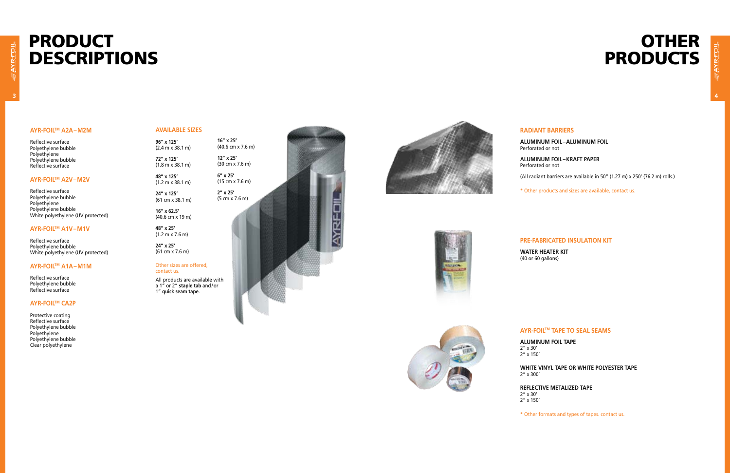# PRODUCT DESCRIPTIONS

### AYR-FOIL™ A2A – M2M

Reflective surface
Polyethylene bubble
Polyethylene
Polyethylene bubble
Reflective surface

### AYR-FOIL™ A2V – M2V

Reflective surface
Polyethylene bubble
Polyethylene
Polyethylene bubble
White polyethylene (UV protected)

### AYR-FOIL™ A1V – M1V

Reflective surface
Polyethylene bubble
White polyethylene (UV protected)

### AYR-FOIL™ A1A – M1M

Reflective surface
Polyethylene bubble
Reflective surface

### AYR-FOIL™ CA2P

Protective coating
Reflective surface
Polyethylene bubble
Polyethylene
Polyethylene bubble
Clear polyethylene

### AVAILABLE SIZES

**96″ x 125′**
(2.4 m x 38.1 m)

**72″ x 125′**
(1.8 m x 38.1 m)

**48″ x 125′**
(1.2 m x 38.1 m)

**24″ x 125′**
(61 cm x 38.1 m)

**16″ x 62.5′**
(40.6 cm x 19 m)

**48″ x 25′**
(1.2 m x 7.6 m)

**24″ x 25′**
(61 cm x 7.6 m)

**16″ x 25′**
(40.6 cm x 7.6 m)

**12″ x 25′**
(30 cm x 7.6 m)

**6″ x 25′**
(15 cm x 7.6 m)

**2″ x 25′**
(5 cm x 7.6 m)

Other sizes are offered, contact us.

All products are available with a 1″ or 2″ **staple tab** and/or 1″ **quick seam tape**.

# OTHER PRODUCTS

### RADIANT BARRIERS

**ALUMINUM FOIL – ALUMINUM FOIL**
Perforated or not

**ALUMINUM FOIL – KRAFT PAPER**
Perforated or not

(All radiant barriers are available in 50″ (1.27 m) x 250′ (76.2 m) rolls.)

* Other products and sizes are available, contact us.

### PRE-FABRICATED INSULATION KIT

**WATER HEATER KIT**
(40 or 60 gallons)

### AYR-FOIL™ TAPE TO SEAL SEAMS

**ALUMINUM FOIL TAPE**
2″ x 30′
2″ x 150′

**WHITE VINYL TAPE OR WHITE POLYESTER TAPE**
2″ x 300′

**REFLECTIVE METALIZED TAPE**
2″ x 30′
2″ x 150′

* Other formats and types of tapes. contact us.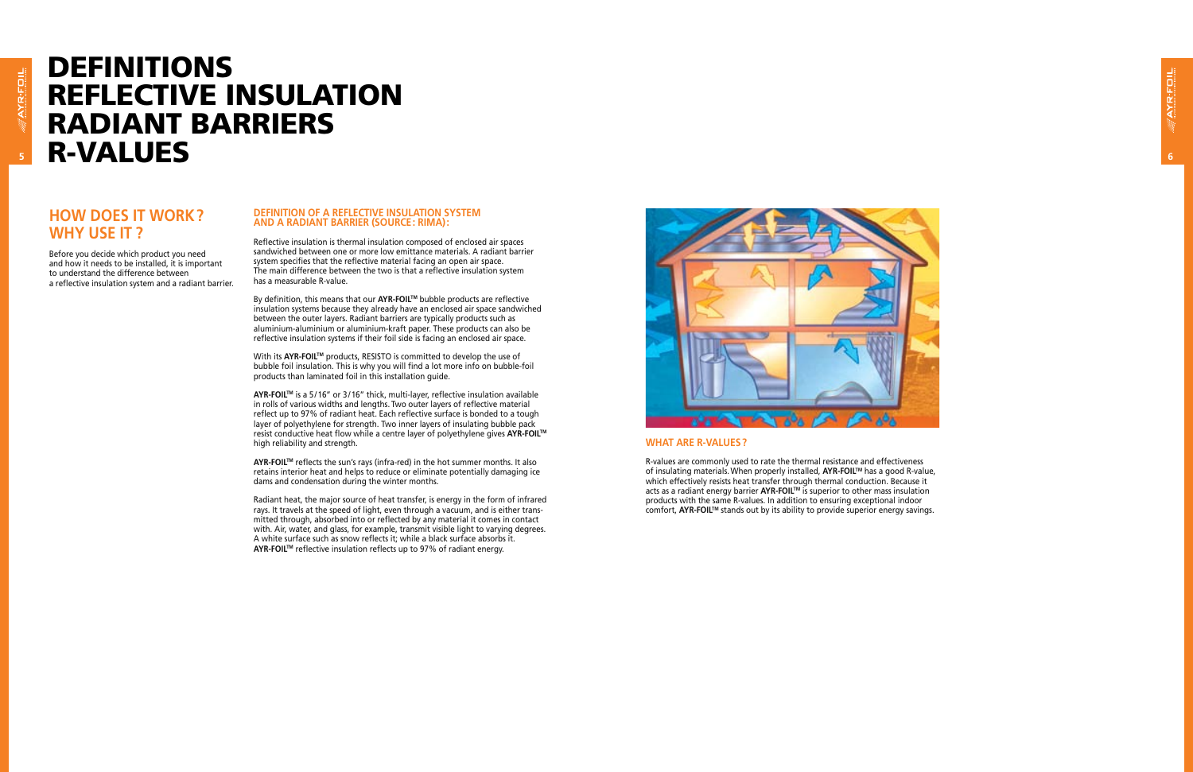# DEFINITIONS REFLECTIVE INSULATION RADIANT BARRIERS R-VALUES

## HOW DOES IT WORK? WHY USE IT?

Before you decide which product you need and how it needs to be installed, it is important to understand the difference between a reflective insulation system and a radiant barrier.

### DEFINITION OF A REFLECTIVE INSULATION SYSTEM AND A RADIANT BARRIER (SOURCE: RIMA):

Reflective insulation is thermal insulation composed of enclosed air spaces sandwiched between one or more low emittance materials. A radiant barrier system specifies that the reflective material facing an open air space. The main difference between the two is that a reflective insulation system has a measurable R-value.

By definition, this means that our **AYR-FOIL™** bubble products are reflective insulation systems because they already have an enclosed air space sandwiched between the outer layers. Radiant barriers are typically products such as aluminium-aluminium or aluminium-kraft paper. These products can also be reflective insulation systems if their foil side is facing an enclosed air space.

With its **AYR-FOIL™** products, RESISTO is committed to develop the use of bubble foil insulation. This is why you will find a lot more info on bubble-foil products than laminated foil in this installation guide.

**AYR-FOIL™** is a 5/16" or 3/16" thick, multi-layer, reflective insulation available in rolls of various widths and lengths. Two outer layers of reflective material reflect up to 97% of radiant heat. Each reflective surface is bonded to a tough layer of polyethylene for strength. Two inner layers of insulating bubble pack resist conductive heat flow while a centre layer of polyethylene gives **AYR-FOIL™** high reliability and strength.

**AYR-FOIL™** reflects the sun's rays (infra-red) in the hot summer months. It also retains interior heat and helps to reduce or eliminate potentially damaging ice dams and condensation during the winter months.

Radiant heat, the major source of heat transfer, is energy in the form of infrared rays. It travels at the speed of light, even through a vacuum, and is either transmitted through, absorbed into or reflected by any material it comes in contact with. Air, water, and glass, for example, transmit visible light to varying degrees. A white surface such as snow reflects it; while a black surface absorbs it. **AYR-FOIL™** reflective insulation reflects up to 97% of radiant energy.

### WHAT ARE R-VALUES?

R-values are commonly used to rate the thermal resistance and effectiveness of insulating materials. When properly installed, **AYR-FOIL™** has a good R-value, which effectively resists heat transfer through thermal conduction. Because it acts as a radiant energy barrier **AYR-FOIL™** is superior to other mass insulation products with the same R-values. In addition to ensuring exceptional indoor comfort, **AYR-FOIL™** stands out by its ability to provide superior energy savings.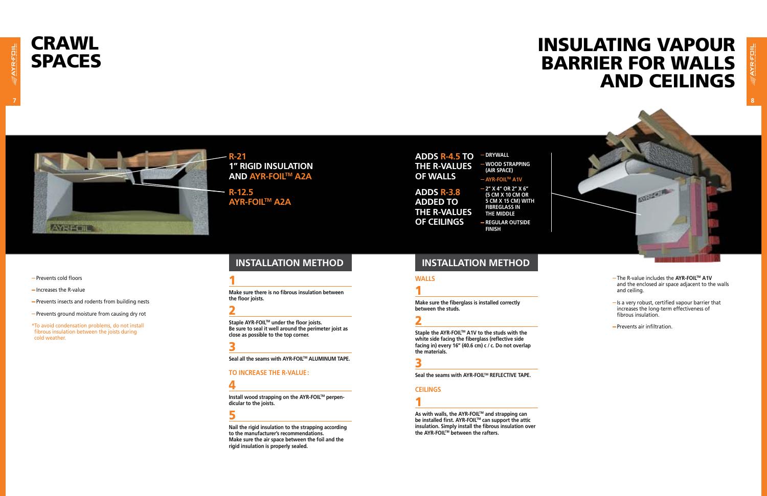# CRAWL SPACES

**R-21**
**1" RIGID INSULATION AND AYR-FOIL™ A2A**

**R-12.5**
**AYR-FOIL™ A2A**

- Prevents cold floors
- Increases the R-value
- Prevents insects and rodents from building nests
- Prevents ground moisture from causing dry rot

*To avoid condensation problems, do not install fibrous insulation between the joists during cold weather.

## INSTALLATION METHOD

**1**

**Make sure there is no fibrous insulation between the floor joists.**

**2**

**Staple AYR-FOIL™ under the floor joists. Be sure to seal it well around the perimeter joist as close as possible to the top corner.**

**3**

**Seal all the seams with AYR-FOIL™ ALUMINUM TAPE.**

### TO INCREASE THE R-VALUE:

**4**

**Install wood strapping on the AYR-FOIL™ perpendicular to the joists.**

**5**

**Nail the rigid insulation to the strapping according to the manufacturer's recommendations. Make sure the air space between the foil and the rigid insulation is properly sealed.**

# INSULATING VAPOUR BARRIER FOR WALLS AND CEILINGS

**ADDS R-4.5 TO THE R-VALUES OF WALLS**

**ADDS R-3.8 ADDED TO THE R-VALUES OF CEILINGS**

- DRYWALL
- WOOD STRAPPING (AIR SPACE)
- AYR-FOIL™ A1V
- 2" X 4" OR 2" X 6" (5 CM X 10 CM OR 5 CM X 15 CM) WITH FIBREGLASS IN THE MIDDLE
- REGULAR OUTSIDE FINISH

## INSTALLATION METHOD

### WALLS

**1**

**Make sure the fiberglass is installed correctly between the studs.**

**2**

**Staple the AYR-FOIL™ A1V to the studs with the white side facing the fiberglass (reflective side facing in) every 16" (40.6 cm) c / c. Do not overlap the materials.**

**3**

**Seal the seams with AYR-FOIL™ REFLECTIVE TAPE.**

### CEILINGS

**1**

**As with walls, the AYR-FOIL™ and strapping can be installed first. AYR-FOIL™ can support the attic insulation. Simply install the fibrous insulation over the AYR-FOIL™ between the rafters.**

- The R-value includes the **AYR-FOIL™ A1V** and the enclosed air space adjacent to the walls and ceiling.
- Is a very robust, certified vapour barrier that increases the long-term effectiveness of fibrous insulation.
- Prevents air infiltration.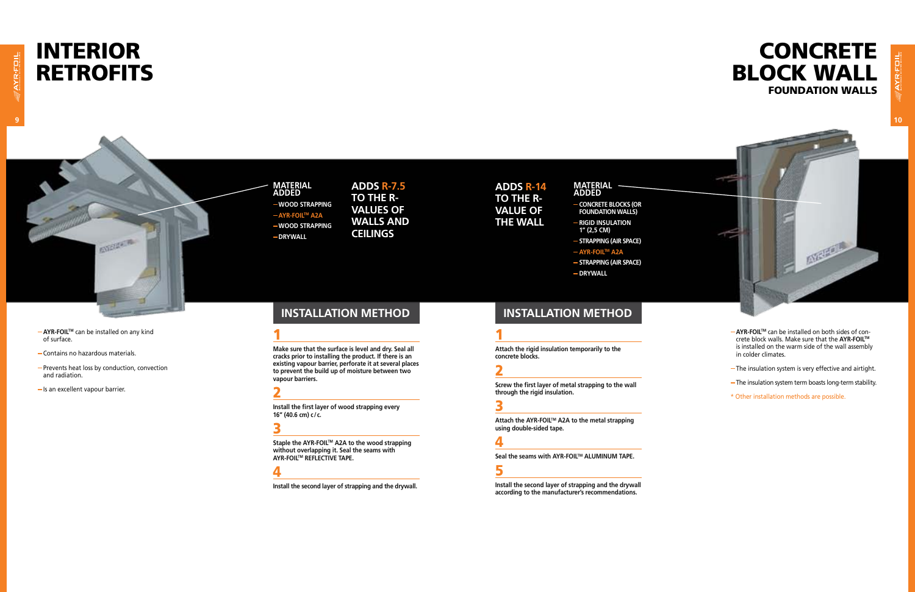# INTERIOR RETROFITS

**MATERIAL ADDED**

- WOOD STRAPPING
- AYR-FOIL™ A2A
- WOOD STRAPPING
- DRYWALL

**ADDS R-7.5 TO THE R-VALUES OF WALLS AND CEILINGS**

- **AYR-FOIL™** can be installed on any kind of surface.
- Contains no hazardous materials.
- Prevents heat loss by conduction, convection and radiation.
- Is an excellent vapour barrier.

## INSTALLATION METHOD

### 1

**Make sure that the surface is level and dry. Seal all cracks prior to installing the product. If there is an existing vapour barrier, perforate it at several places to prevent the build up of moisture between two vapour barriers.**

### 2

**Install the first layer of wood strapping every 16" (40.6 cm) c/c.**

### 3

**Staple the AYR-FOIL™ A2A to the wood strapping without overlapping it. Seal the seams with AYR-FOIL™ REFLECTIVE TAPE.**

### 4

**Install the second layer of strapping and the drywall.**

# CONCRETE BLOCK WALL

## FOUNDATION WALLS

**ADDS R-14 TO THE R-VALUE OF THE WALL**

**MATERIAL ADDED**

- CONCRETE BLOCKS (OR FOUNDATION WALLS)
- RIGID INSULATION 1" (2,5 CM)
- STRAPPING (AIR SPACE)
- AYR-FOIL™ A2A
- STRAPPING (AIR SPACE)
- DRYWALL

## INSTALLATION METHOD

### 1

**Attach the rigid insulation temporarily to the concrete blocks.**

### 2

**Screw the first layer of metal strapping to the wall through the rigid insulation.**

### 3

**Attach the AYR-FOIL™ A2A to the metal strapping using double-sided tape.**

### 4

**Seal the seams with AYR-FOIL™ ALUMINUM TAPE.**

### 5

**Install the second layer of strapping and the drywall according to the manufacturer's recommendations.**

- **AYR-FOIL™** can be installed on both sides of concrete block walls. Make sure that the **AYR-FOIL™** is installed on the warm side of the wall assembly in colder climates.
- The insulation system is very effective and airtight.
- The insulation system term boasts long-term stability.

\* Other installation methods are possible.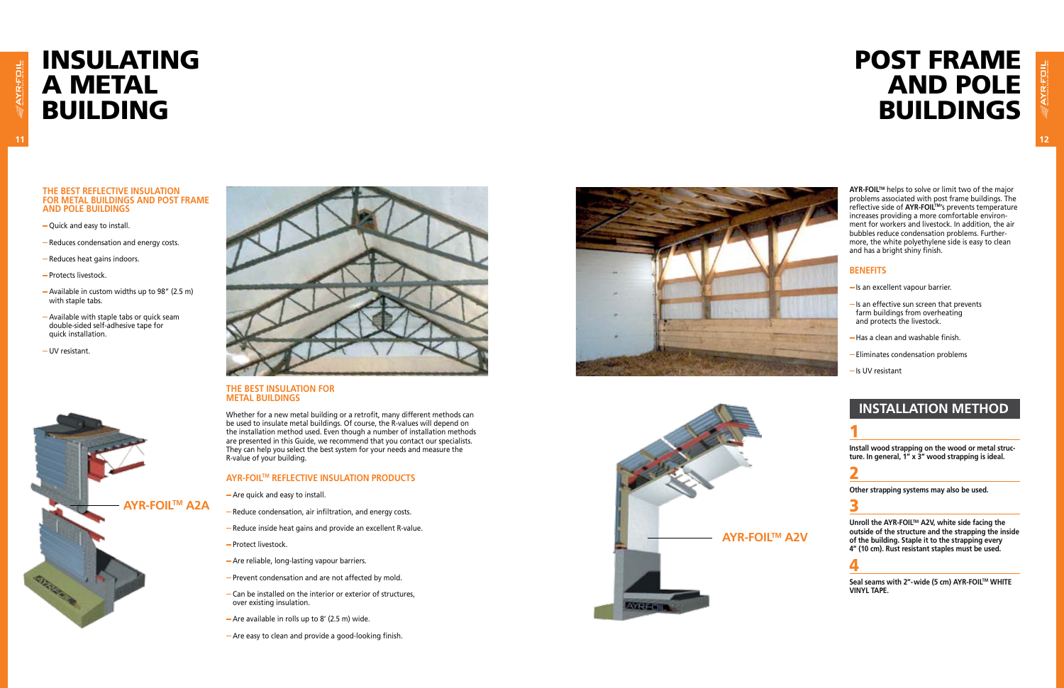# INSULATING A METAL BUILDING

### THE BEST REFLECTIVE INSULATION FOR METAL BUILDINGS AND POST FRAME AND POLE BUILDINGS

- Quick and easy to install.
- Reduces condensation and energy costs.
- Reduces heat gains indoors.
- Protects livestock.
- Available in custom widths up to 98" (2.5 m) with staple tabs.
- Available with staple tabs or quick seam double-sided self-adhesive tape for quick installation.
- UV resistant.

AYR-FOIL™ A2A

### THE BEST INSULATION FOR METAL BUILDINGS

Whether for a new metal building or a retrofit, many different methods can be used to insulate metal buildings. Of course, the R-values will depend on the installation method used. Even though a number of installation methods are presented in this Guide, we recommend that you contact our specialists. They can help you select the best system for your needs and measure the R-value of your building.

### AYR-FOIL™ REFLECTIVE INSULATION PRODUCTS

- Are quick and easy to install.
- Reduce condensation, air infiltration, and energy costs.
- Reduce inside heat gains and provide an excellent R-value.
- Protect livestock.
- Are reliable, long-lasting vapour barriers.
- Prevent condensation and are not affected by mold.
- Can be installed on the interior or exterior of structures, over existing insulation.
- Are available in rolls up to 8' (2.5 m) wide.
- Are easy to clean and provide a good-looking finish.

# POST FRAME AND POLE BUILDINGS

**AYR-FOIL™** helps to solve or limit two of the major problems associated with post frame buildings. The reflective side of **AYR-FOIL™**'s prevents temperature increases providing a more comfortable environment for workers and livestock. In addition, the air bubbles reduce condensation problems. Furthermore, the white polyethylene side is easy to clean and has a bright shiny finish.

### BENEFITS

- Is an excellent vapour barrier.
- Is an effective sun screen that prevents farm buildings from overheating and protects the livestock.
- Has a clean and washable finish.
- Eliminates condensation problems
- Is UV resistant

AYR-FOIL™ A2V

## INSTALLATION METHOD

**1**

**Install wood strapping on the wood or metal structure. In general, 1" x 3" wood strapping is ideal.**

**2**

**Other strapping systems may also be used.**

**3**

**Unroll the AYR-FOIL™ A2V, white side facing the outside of the structure and the strapping the inside of the building. Staple it to the strapping every 4" (10 cm). Rust resistant staples must be used.**

**4**

**Seal seams with 2"-wide (5 cm) AYR-FOIL™ WHITE VINYL TAPE.**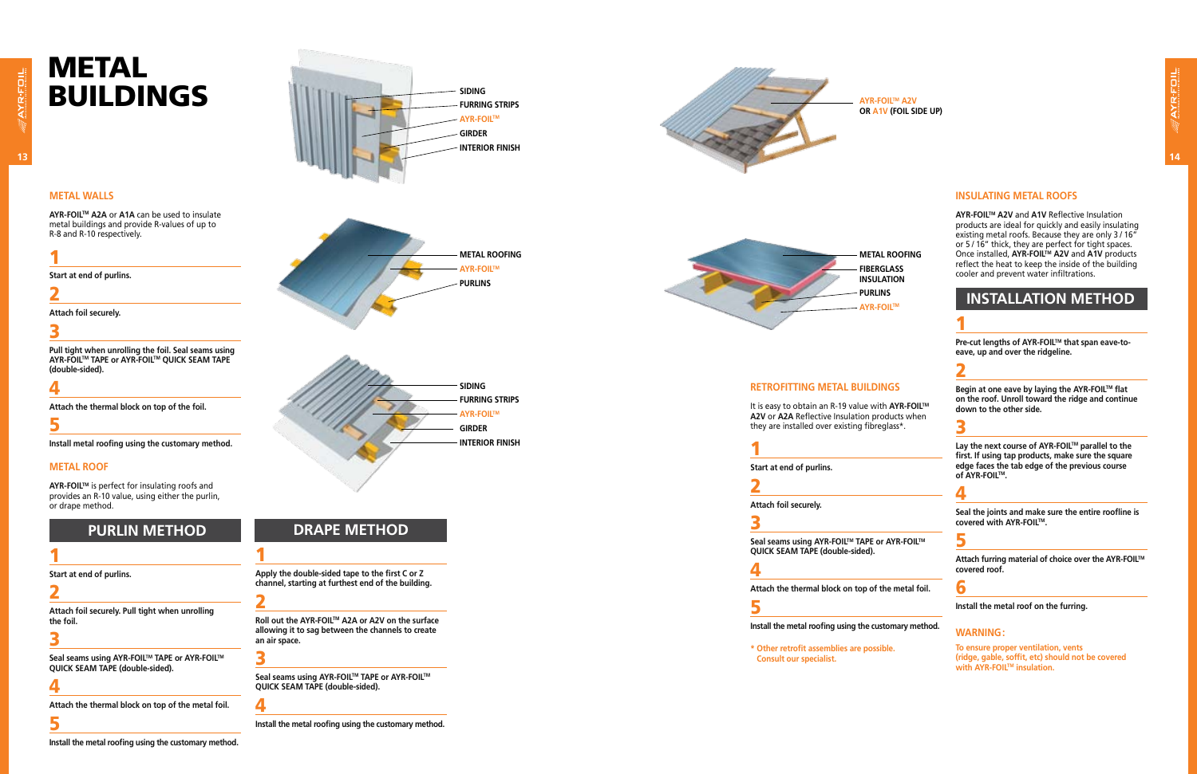# METAL BUILDINGS

SIDING
FURRING STRIPS
AYR-FOIL™
GIRDER
INTERIOR FINISH

### METAL WALLS

**AYR-FOIL™ A2A** or **A1A** can be used to insulate metal buildings and provide R-values of up to R-8 and R-10 respectively.

**1**

**Start at end of purlins.**

**2**

**Attach foil securely.**

**3**

**Pull tight when unrolling the foil. Seal seams using AYR-FOIL™ TAPE or AYR-FOIL™ QUICK SEAM TAPE (double-sided).**

**4**

**Attach the thermal block on top of the foil.**

**5**

**Install metal roofing using the customary method.**

### METAL ROOF

**AYR-FOIL™** is perfect for insulating roofs and provides an R-10 value, using either the purlin, or drape method.

METAL ROOFING
AYR-FOIL™
PURLINS

SIDING
FURRING STRIPS
AYR-FOIL™
GIRDER
INTERIOR FINISH

## PURLIN METHOD

**1**

**Start at end of purlins.**

**2**

**Attach foil securely. Pull tight when unrolling the foil.**

**3**

**Seal seams using AYR-FOIL™ TAPE or AYR-FOIL™ QUICK SEAM TAPE (double-sided).**

**4**

**Attach the thermal block on top of the metal foil.**

**5**

**Install the metal roofing using the customary method.**

## DRAPE METHOD

**1**

**Apply the double-sided tape to the first C or Z channel, starting at furthest end of the building.**

**2**

**Roll out the AYR-FOIL™ A2A or A2V on the surface allowing it to sag between the channels to create an air space.**

**3**

**Seal seams using AYR-FOIL™ TAPE or AYR-FOIL™ QUICK SEAM TAPE (double-sided).**

**4**

**Install the metal roofing using the customary method.**

AYR-FOIL™ A2V
OR A1V (FOIL SIDE UP)

METAL ROOFING
FIBERGLASS INSULATION
PURLINS
AYR-FOIL™

### RETROFITTING METAL BUILDINGS

It is easy to obtain an R-19 value with **AYR-FOIL™ A2V** or **A2A** Reflective Insulation products when they are installed over existing fibreglass*.

**1**

**Start at end of purlins.**

**2**

**Attach foil securely.**

**3**

**Seal seams using AYR-FOIL™ TAPE or AYR-FOIL™ QUICK SEAM TAPE (double-sided).**

**4**

**Attach the thermal block on top of the metal foil.**

**5**

**Install the metal roofing using the customary method.**

**\* Other retrofit assemblies are possible. Consult our specialist.**

### INSULATING METAL ROOFS

**AYR-FOIL™ A2V** and **A1V** Reflective Insulation products are ideal for quickly and easily insulating existing metal roofs. Because they are only 3 / 16" or 5 / 16" thick, they are perfect for tight spaces. Once installed, **AYR-FOIL™ A2V** and **A1V** products reflect the heat to keep the inside of the building cooler and prevent water infiltrations.

## INSTALLATION METHOD

**1**

**Pre-cut lengths of AYR-FOIL™ that span eave-to-eave, up and over the ridgeline.**

**2**

**Begin at one eave by laying the AYR-FOIL™ flat on the roof. Unroll toward the ridge and continue down to the other side.**

**3**

**Lay the next course of AYR-FOIL™ parallel to the first. If using tap products, make sure the square edge faces the tab edge of the previous course of AYR-FOIL™.**

**4**

**Seal the joints and make sure the entire roofline is covered with AYR-FOIL™.**

**5**

**Attach furring material of choice over the AYR-FOIL™ covered roof.**

**6**

**Install the metal roof on the furring.**

### WARNING:

**To ensure proper ventilation, vents (ridge, gable, soffit, etc) should not be covered with AYR-FOIL™ insulation.**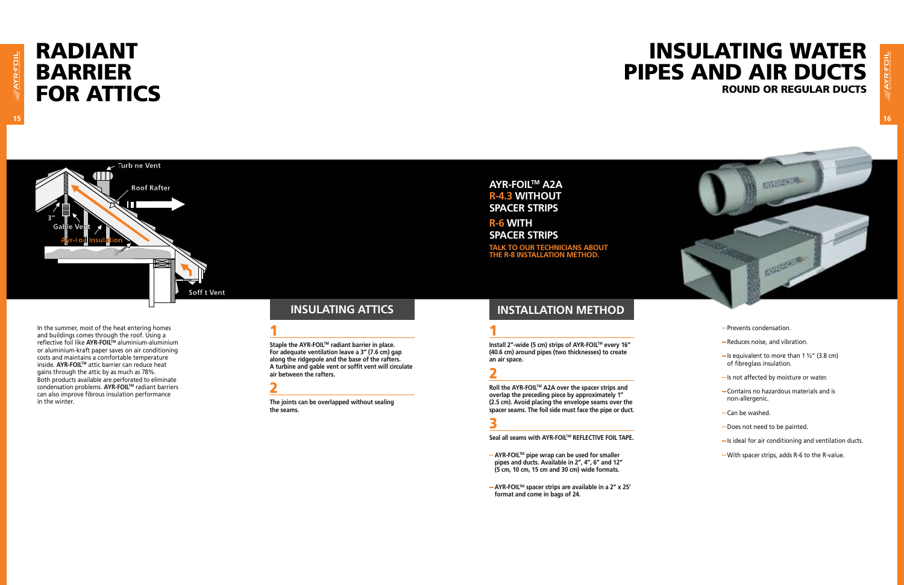# RADIANT BARRIER FOR ATTICS

Turbine Vent

Roof Rafter

3"

Gable Vent

Ayr-Foil Insulation

3"

Soffit Vent

In the summer, most of the heat entering homes and buildings comes through the roof. Using a reflective foil like **AYR-FOIL™** aluminium-aluminium or aluminium-kraft paper saves on air conditioning costs and maintains a comfortable temperature inside. **AYR-FOIL™** attic barrier can reduce heat gains through the attic by as much as 78%. Both products available are perforated to eliminate condensation problems. **AYR-FOIL™** radiant barriers can also improve fibrous insulation performance in the winter.

## INSULATING ATTICS

### 1

**Staple the AYR-FOIL™ radiant barrier in place. For adequate ventilation leave a 3" (7.6 cm) gap along the ridgepole and the base of the rafters. A turbine and gable vent or soffit vent will circulate air between the rafters.**

### 2

**The joints can be overlapped without sealing the seams.**

# INSULATING WATER PIPES AND AIR DUCTS

## ROUND OR REGULAR DUCTS

**AYR-FOIL™ A2A**
**R-4.3 WITHOUT SPACER STRIPS**
**R-6 WITH SPACER STRIPS**

**TALK TO OUR TECHNICIANS ABOUT THE R-8 INSTALLATION METHOD.**

## INSTALLATION METHOD

### 1

**Install 2"-wide (5 cm) strips of AYR-FOIL™ every 16" (40.6 cm) around pipes (two thicknesses) to create an air space.**

### 2

**Roll the AYR-FOIL™ A2A over the spacer strips and overlap the preceding piece by approximately 1" (2.5 cm). Avoid placing the envelope seams over the spacer seams. The foil side must face the pipe or duct.**

### 3

**Seal all seams with AYR-FOIL™ REFLECTIVE FOIL TAPE.**

- **AYR-FOIL™ pipe wrap can be used for smaller pipes and ducts. Available in 2", 4", 6" and 12" (5 cm, 10 cm, 15 cm and 30 cm) wide formats.**
- **AYR-FOIL™ spacer strips are available in a 2" x 25' format and come in bags of 24.**

- Prevents condensation.
- Reduces noise, and vibration.
- Is equivalent to more than 1 ½" (3.8 cm) of fibreglass insulation.
- Is not affected by moisture or water.
- Contains no hazardous materials and is non-allergenic.
- Can be washed.
- Does not need to be painted.
- Is ideal for air conditioning and ventilation ducts.
- With spacer strips, adds R-6 to the R-value.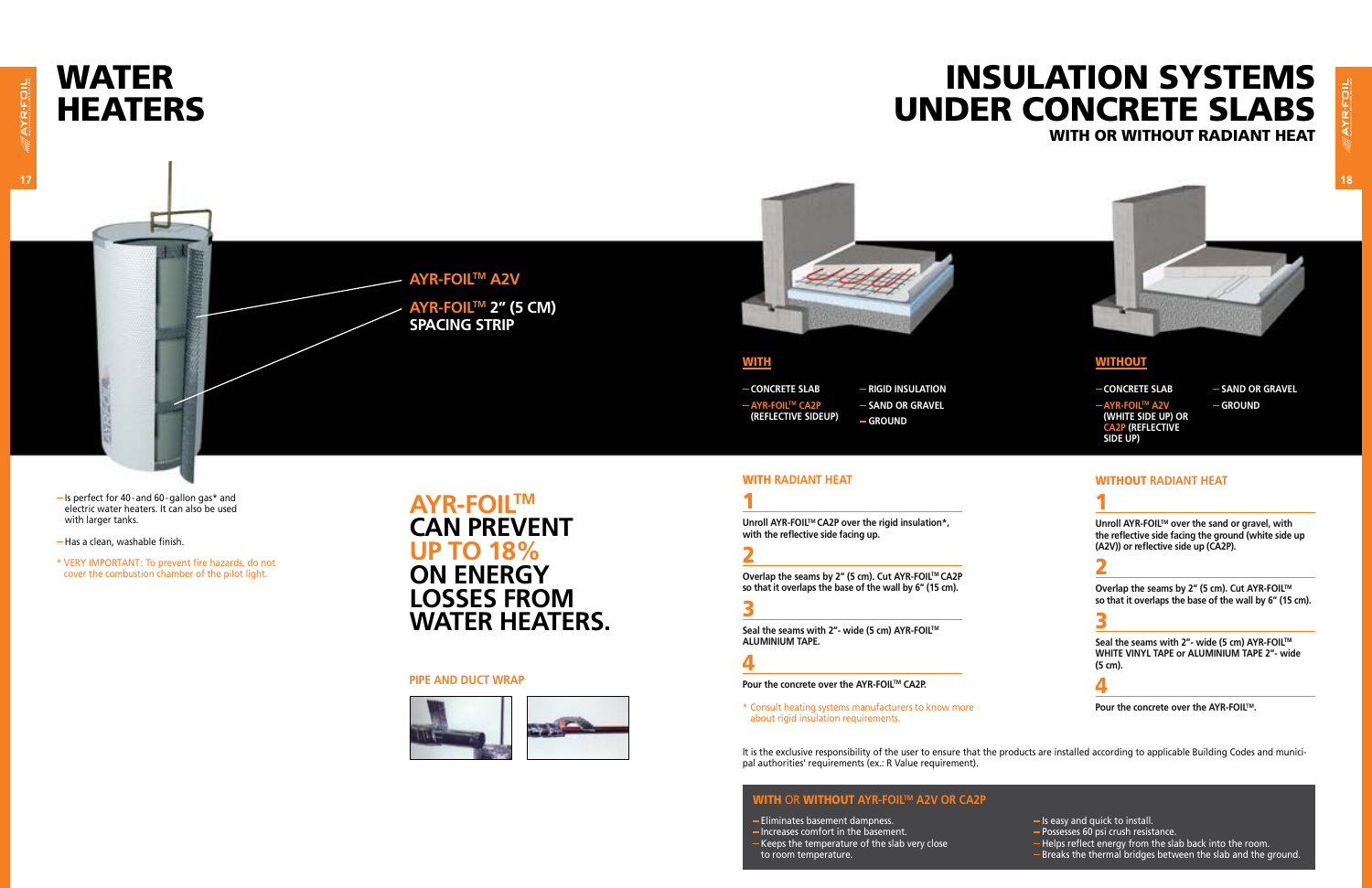# WATER HEATERS

AYR-FOIL™ A2V

AYR-FOIL™ 2" (5 CM) SPACING STRIP

- Is perfect for 40 - and 60 - gallon gas* and electric water heaters. It can also be used with larger tanks.
- Has a clean, washable finish.

\* VERY IMPORTANT: To prevent fire hazards, do not cover the combustion chamber of the pilot light.

## AYR-FOIL™ CAN PREVENT UP TO 18% ON ENERGY LOSSES FROM WATER HEATERS.

### PIPE AND DUCT WRAP

# INSULATION SYSTEMS UNDER CONCRETE SLABS

## WITH OR WITHOUT RADIANT HEAT

**WITH**

- CONCRETE SLAB
- AYR-FOIL™ CA2P (REFLECTIVE SIDEUP)
- RIGID INSULATION
- SAND OR GRAVEL
- GROUND

**WITHOUT**

- CONCRETE SLAB
- AYR-FOIL™ A2V (WHITE SIDE UP) OR CA2P (REFLECTIVE SIDE UP)
- SAND OR GRAVEL
- GROUND

### WITH RADIANT HEAT

**1**

Unroll AYR-FOIL™ CA2P over the rigid insulation*, with the reflective side facing up.

**2**

Overlap the seams by 2" (5 cm). Cut AYR-FOIL™ CA2P so that it overlaps the base of the wall by 6" (15 cm).

**3**

Seal the seams with 2"- wide (5 cm) AYR-FOIL™ ALUMINIUM TAPE.

**4**

Pour the concrete over the AYR-FOIL™ CA2P.

\* Consult heating systems manufacturers to know more about rigid insulation requirements.

### WITHOUT RADIANT HEAT

**1**

Unroll AYR-FOIL™ over the sand or gravel, with the reflective side facing the ground (white side up (A2V)) or reflective side up (CA2P).

**2**

Overlap the seams by 2" (5 cm). Cut AYR-FOIL™ so that it overlaps the base of the wall by 6" (15 cm).

**3**

Seal the seams with 2"- wide (5 cm) AYR-FOIL™ WHITE VINYL TAPE or ALUMINIUM TAPE 2"- wide (5 cm).

**4**

Pour the concrete over the AYR-FOIL™.

It is the exclusive responsibility of the user to ensure that the products are installed according to applicable Building Codes and municipal authorities' requirements (ex.: R Value requirement).

### WITH OR WITHOUT AYR-FOIL™ A2V OR CA2P

- Eliminates basement dampness.
- Increases comfort in the basement.
- Keeps the temperature of the slab very close to room temperature.
- Is easy and quick to install.
- Possesses 60 psi crush resistance.
- Helps reflect energy from the slab back into the room.
- Breaks the thermal bridges between the slab and the ground.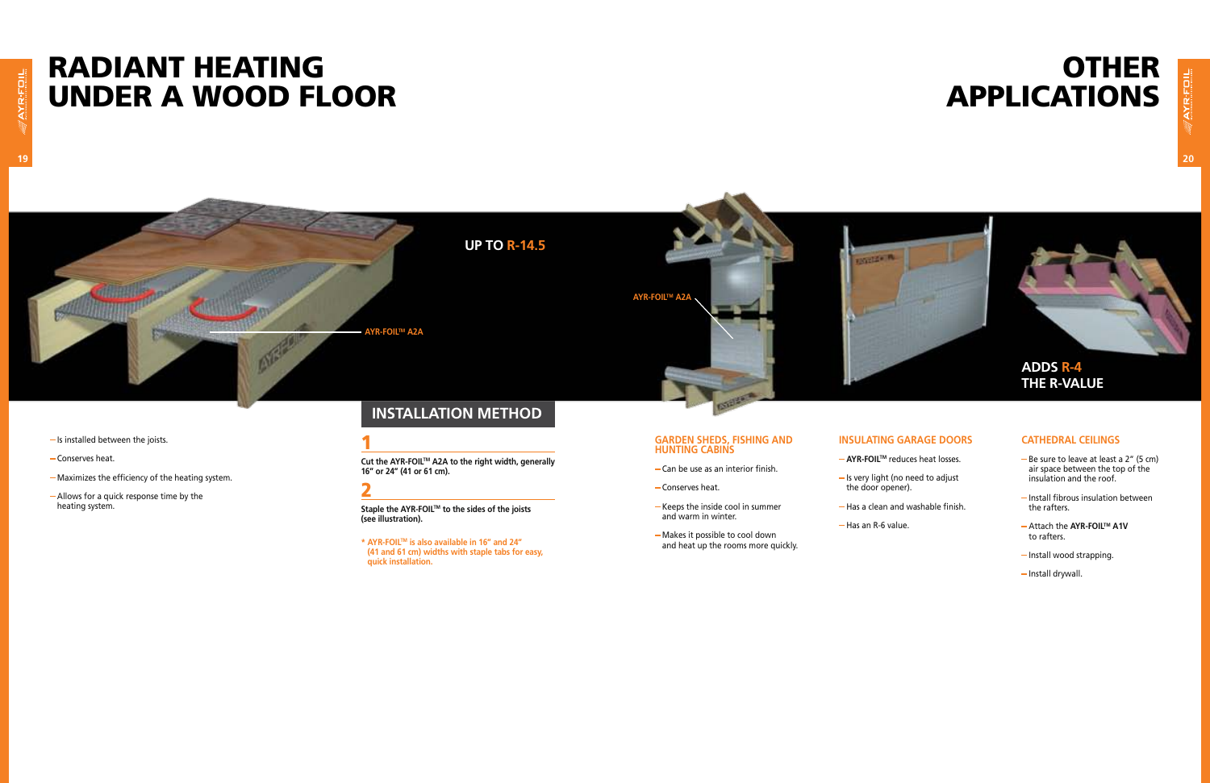# RADIANT HEATING UNDER A WOOD FLOOR

UP TO **R-14.5**

AYR-FOIL™ A2A

- Is installed between the joists.
- Conserves heat.
- Maximizes the efficiency of the heating system.
- Allows for a quick response time by the heating system.

## INSTALLATION METHOD

**1**

**Cut the AYR-FOIL™ A2A to the right width, generally 16" or 24" (41 or 61 cm).**

**2**

**Staple the AYR-FOIL™ to the sides of the joists (see illustration).**

**\* AYR-FOIL™ is also available in 16" and 24" (41 and 61 cm) widths with staple tabs for easy, quick installation.**

# OTHER APPLICATIONS

AYR-FOIL™ A2A

**ADDS R-4 THE R-VALUE**

### GARDEN SHEDS, FISHING AND HUNTING CABINS

- Can be use as an interior finish.
- Conserves heat.
- Keeps the inside cool in summer and warm in winter.
- Makes it possible to cool down and heat up the rooms more quickly.

### INSULATING GARAGE DOORS

- **AYR-FOIL™** reduces heat losses.
- Is very light (no need to adjust the door opener).
- Has a clean and washable finish.
- Has an R-6 value.

### CATHEDRAL CEILINGS

- Be sure to leave at least a 2" (5 cm) air space between the top of the insulation and the roof.
- Install fibrous insulation between the rafters.
- Attach the **AYR-FOIL™ A1V** to rafters.
- Install wood strapping.
- Install drywall.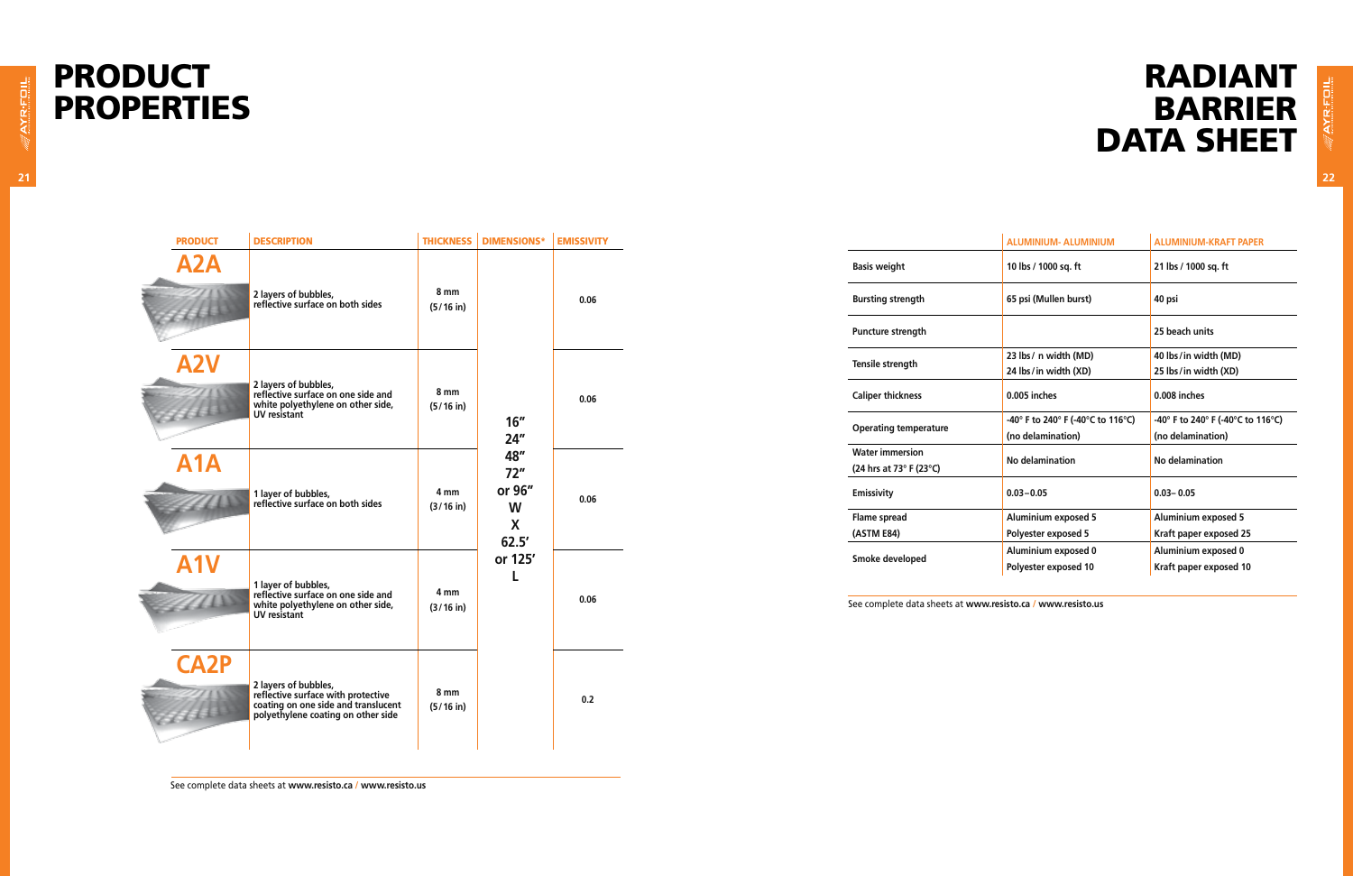# PRODUCT PROPERTIES

| PRODUCT | DESCRIPTION | THICKNESS | DIMENSIONS* | EMISSIVITY |
|---|---|---|---|---|
| A2A | 2 layers of bubbles, reflective surface on both sides | 8 mm (5/16 in) | 16″ 24″ 48″ 72″ or 96″ W X 62.5′ or 125′ L | 0.06 |
| A2V | 2 layers of bubbles, reflective surface on one side and white polyethylene on other side, UV resistant | 8 mm (5/16 in) | | 0.06 |
| A1A | 1 layer of bubbles, reflective surface on both sides | 4 mm (3/16 in) | | 0.06 |
| A1V | 1 layer of bubbles, reflective surface on one side and white polyethylene on other side, UV resistant | 4 mm (3/16 in) | | 0.06 |
| CA2P | 2 layers of bubbles, reflective surface with protective coating on one side and translucent polyethylene coating on other side | 8 mm (5/16 in) | | 0.2 |

See complete data sheets at **www.resisto.ca** / **www.resisto.us**

# RADIANT BARRIER DATA SHEET

| | ALUMINIUM- ALUMINIUM | ALUMINIUM-KRAFT PAPER |
|---|---|---|
| Basis weight | 10 lbs / 1000 sq. ft | 21 lbs / 1000 sq. ft |
| Bursting strength | 65 psi (Mullen burst) | 40 psi |
| Puncture strength | | 25 beach units |
| Tensile strength | 23 lbs/ n width (MD)<br>24 lbs/in width (XD) | 40 lbs/in width (MD)<br>25 lbs/in width (XD) |
| Caliper thickness | 0.005 inches | 0.008 inches |
| Operating temperature | -40° F to 240° F (-40°C to 116°C) (no delamination) | -40° F to 240° F (-40°C to 116°C) (no delamination) |
| Water immersion (24 hrs at 73° F (23°C) | No delamination | No delamination |
| Emissivity | 0.03–0.05 | 0.03– 0.05 |
| Flame spread (ASTM E84) | Aluminium exposed 5<br>Polyester exposed 5 | Aluminium exposed 5<br>Kraft paper exposed 25 |
| Smoke developed | Aluminium exposed 0<br>Polyester exposed 10 | Aluminium exposed 0<br>Kraft paper exposed 10 |

See complete data sheets at **www.resisto.ca** / **www.resisto.us**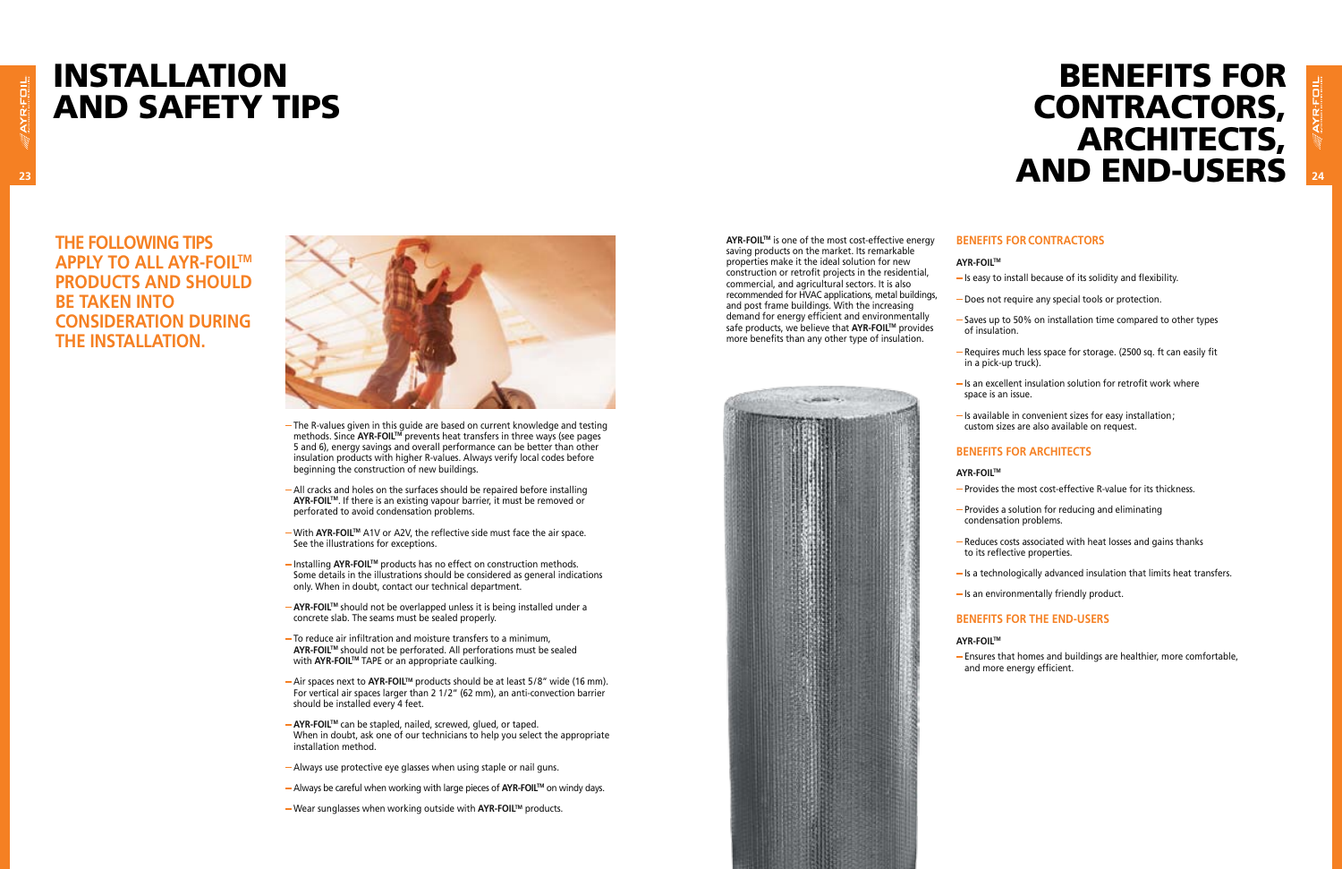# INSTALLATION AND SAFETY TIPS

**THE FOLLOWING TIPS APPLY TO ALL AYR-FOIL™ PRODUCTS AND SHOULD BE TAKEN INTO CONSIDERATION DURING THE INSTALLATION.**

- The R-values given in this guide are based on current knowledge and testing methods. Since **AYR-FOIL™** prevents heat transfers in three ways (see pages 5 and 6), energy savings and overall performance can be better than other insulation products with higher R-values. Always verify local codes before beginning the construction of new buildings.
- All cracks and holes on the surfaces should be repaired before installing **AYR-FOIL™**. If there is an existing vapour barrier, it must be removed or perforated to avoid condensation problems.
- With **AYR-FOIL™** A1V or A2V, the reflective side must face the air space. See the illustrations for exceptions.
- Installing **AYR-FOIL™** products has no effect on construction methods. Some details in the illustrations should be considered as general indications only. When in doubt, contact our technical department.
- **AYR-FOIL™** should not be overlapped unless it is being installed under a concrete slab. The seams must be sealed properly.
- To reduce air infiltration and moisture transfers to a minimum, **AYR-FOIL™** should not be perforated. All perforations must be sealed with **AYR-FOIL™** TAPE or an appropriate caulking.
- Air spaces next to **AYR-FOIL™** products should be at least 5/8" wide (16 mm). For vertical air spaces larger than 2 1/2" (62 mm), an anti-convection barrier should be installed every 4 feet.
- **AYR-FOIL™** can be stapled, nailed, screwed, glued, or taped. When in doubt, ask one of our technicians to help you select the appropriate installation method.
- Always use protective eye glasses when using staple or nail guns.
- Always be careful when working with large pieces of **AYR-FOIL™** on windy days.
- Wear sunglasses when working outside with **AYR-FOIL™** products.

# BENEFITS FOR CONTRACTORS, ARCHITECTS, AND END-USERS

**AYR-FOIL™** is one of the most cost-effective energy saving products on the market. Its remarkable properties make it the ideal solution for new construction or retrofit projects in the residential, commercial, and agricultural sectors. It is also recommended for HVAC applications, metal buildings, and post frame buildings. With the increasing demand for energy efficient and environmentally safe products, we believe that **AYR-FOIL™** provides more benefits than any other type of insulation.

## BENEFITS FOR CONTRACTORS

**AYR-FOIL™**

- Is easy to install because of its solidity and flexibility.
- Does not require any special tools or protection.
- Saves up to 50% on installation time compared to other types of insulation.
- Requires much less space for storage. (2500 sq. ft can easily fit in a pick-up truck).
- Is an excellent insulation solution for retrofit work where space is an issue.
- Is available in convenient sizes for easy installation; custom sizes are also available on request.

## BENEFITS FOR ARCHITECTS

**AYR-FOIL™**

- Provides the most cost-effective R-value for its thickness.
- Provides a solution for reducing and eliminating condensation problems.
- Reduces costs associated with heat losses and gains thanks to its reflective properties.
- Is a technologically advanced insulation that limits heat transfers.
- Is an environmentally friendly product.

## BENEFITS FOR THE END-USERS

**AYR-FOIL™**

- Ensures that homes and buildings are healthier, more comfortable, and more energy efficient.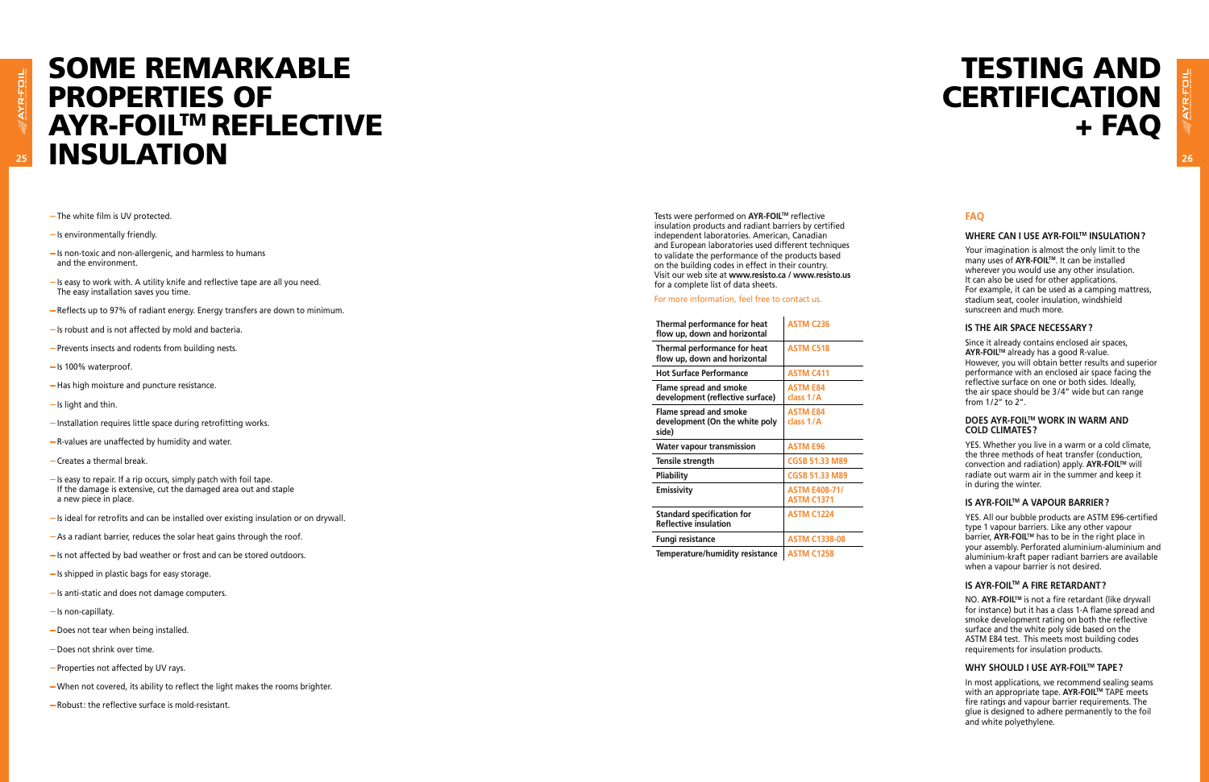# SOME REMARKABLE PROPERTIES OF AYR-FOIL™ REFLECTIVE INSULATION

- The white film is UV protected.
- Is environmentally friendly.
- Is non-toxic and non-allergenic, and harmless to humans and the environment.
- Is easy to work with. A utility knife and reflective tape are all you need. The easy installation saves you time.
- Reflects up to 97% of radiant energy. Energy transfers are down to minimum.
- Is robust and is not affected by mold and bacteria.
- Prevents insects and rodents from building nests.
- Is 100% waterproof.
- Has high moisture and puncture resistance.
- Is light and thin.
- Installation requires little space during retrofitting works.
- R-values are unaffected by humidity and water.
- Creates a thermal break.
- Is easy to repair. If a rip occurs, simply patch with foil tape. If the damage is extensive, cut the damaged area out and staple a new piece in place.
- Is ideal for retrofits and can be installed over existing insulation or on drywall.
- As a radiant barrier, reduces the solar heat gains through the roof.
- Is not affected by bad weather or frost and can be stored outdoors.
- Is shipped in plastic bags for easy storage.
- Is anti-static and does not damage computers.
- Is non-capillaty.
- Does not tear when being installed.
- Does not shrink over time.
- Properties not affected by UV rays.
- When not covered, its ability to reflect the light makes the rooms brighter.
- Robust: the reflective surface is mold-resistant.

# TESTING AND CERTIFICATION + FAQ

Tests were performed on **AYR-FOIL™** reflective insulation products and radiant barriers by certified independent laboratories. American, Canadian and European laboratories used different techniques to validate the performance of the products based on the building codes in effect in their country. Visit our web site at **www.resisto.ca / www.resisto.us** for a complete list of data sheets.

For more information, feel free to contact us.

| | |
|---|---|
| **Thermal performance for heat flow up, down and horizontal** | ASTM C236 |
| **Thermal performance for heat flow up, down and horizontal** | ASTM C518 |
| **Hot Surface Performance** | ASTM C411 |
| **Flame spread and smoke development (reflective surface)** | ASTM E84 class 1/A |
| **Flame spread and smoke development (On the white poly side)** | ASTM E84 class 1/A |
| **Water vapour transmission** | ASTM E96 |
| **Tensile strength** | CGSB 51.33 M89 |
| **Pliability** | CGSB 51.33 M89 |
| **Emissivity** | ASTM E408-71/ ASTM C1371 |
| **Standard specification for Reflective insulation** | ASTM C1224 |
| **Fungi resistance** | ASTM C1338-08 |
| **Temperature/humidity resistance** | ASTM C1258 |

## FAQ

### WHERE CAN I USE AYR-FOIL™ INSULATION?

Your imagination is almost the only limit to the many uses of **AYR-FOIL™**. It can be installed wherever you would use any other insulation. It can also be used for other applications. For example, it can be used as a camping mattress, stadium seat, cooler insulation, windshield sunscreen and much more.

### IS THE AIR SPACE NECESSARY?

Since it already contains enclosed air spaces, **AYR-FOIL™** already has a good R-value. However, you will obtain better results and superior performance with an enclosed air space facing the reflective surface on one or both sides. Ideally, the air space should be 3/4" wide but can range from 1/2" to 2".

### DOES AYR-FOIL™ WORK IN WARM AND COLD CLIMATES?

YES. Whether you live in a warm or a cold climate, the three methods of heat transfer (conduction, convection and radiation) apply. **AYR-FOIL™** will radiate out warm air in the summer and keep it in during the winter.

### IS AYR-FOIL™ A VAPOUR BARRIER?

YES. All our bubble products are ASTM E96-certified type 1 vapour barriers. Like any other vapour barrier, **AYR-FOIL™** has to be in the right place in your assembly. Perforated aluminium-aluminium and aluminium-kraft paper radiant barriers are available when a vapour barrier is not desired.

### IS AYR-FOIL™ A FIRE RETARDANT?

NO. **AYR-FOIL™** is not a fire retardant (like drywall for instance) but it has a class 1-A flame spread and smoke development rating on both the reflective surface and the white poly side based on the ASTM E84 test. This meets most building codes requirements for insulation products.

### WHY SHOULD I USE AYR-FOIL™ TAPE?

In most applications, we recommend sealing seams with an appropriate tape. **AYR-FOIL™** TAPE meets fire ratings and vapour barrier requirements. The glue is designed to adhere permanently to the foil and white polyethylene.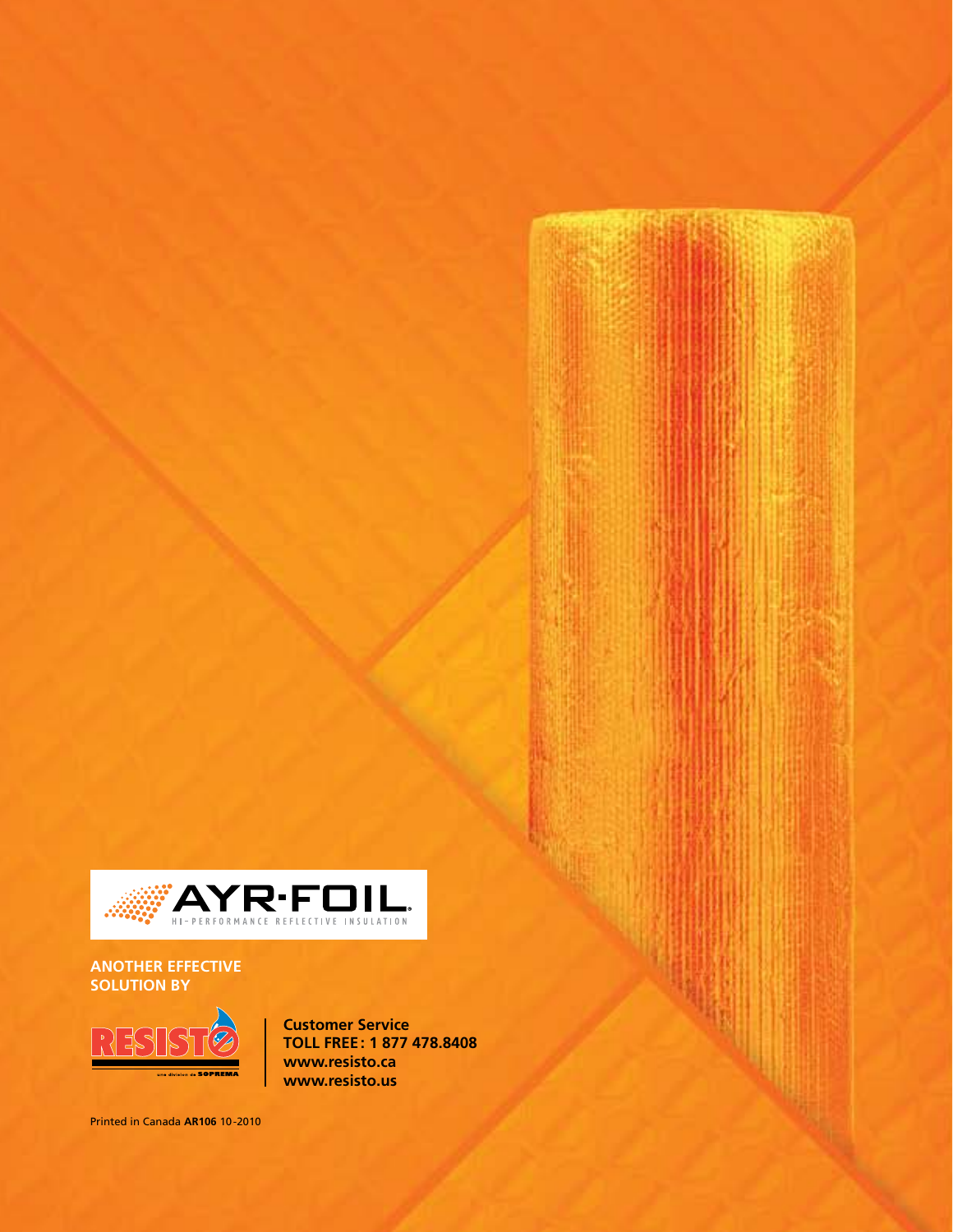AYR·FOIL.
HI-PERFORMANCE REFLECTIVE INSULATION

**ANOTHER EFFECTIVE SOLUTION BY**

RESISTO
une division de SOPREMA

**Customer Service**
**TOLL FREE : 1 877 478.8408**
**www.resisto.ca**
**www.resisto.us**

Printed in Canada **AR106** 10-2010